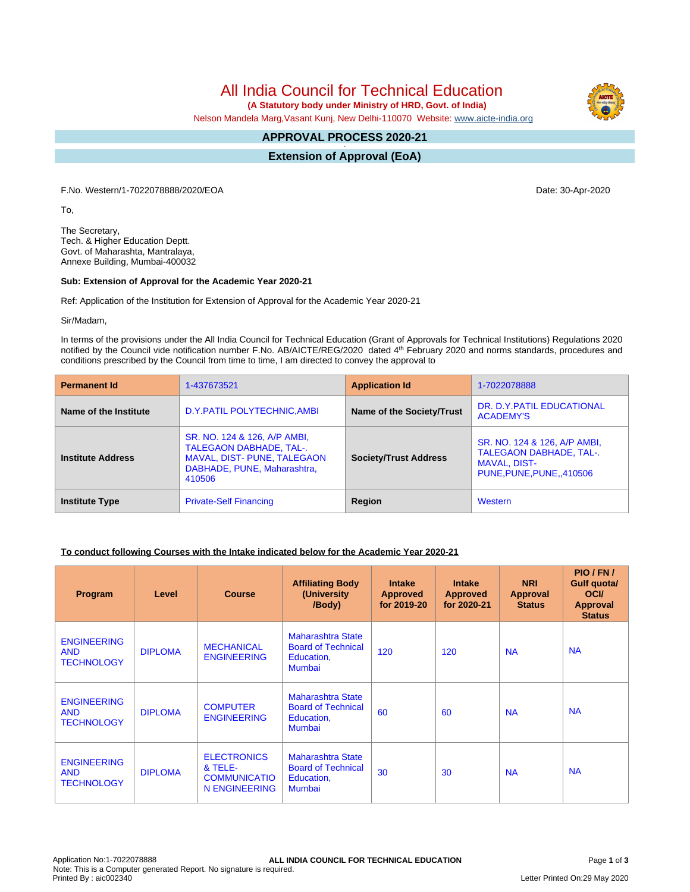# All India Council for Technical Education

**(A Statutory body under Ministry of HRD, Govt. of India)**

Nelson Mandela Marg,Vasant Kunj, New Delhi-110070 Website: www.aicte-india.org

## APPROVAL PROCESS 2020-21

## Extension of Approval (EoA)

F.No. Western/1-7022078888/2020/EOA

Date: 30-Apr-2020

To,

The Secretary,
Tech. & Higher Education Deptt.
Govt. of Maharashta, Mantralaya,
Annexe Building, Mumbai-400032

**Sub: Extension of Approval for the Academic Year 2020-21**

Ref: Application of the Institution for Extension of Approval for the Academic Year 2020-21

Sir/Madam,

In terms of the provisions under the All India Council for Technical Education (Grant of Approvals for Technical Institutions) Regulations 2020 notified by the Council vide notification number F.No. AB/AICTE/REG/2020 dated 4th February 2020 and norms standards, procedures and conditions prescribed by the Council from time to time, I am directed to convey the approval to

| **Permanent Id** | 1-437673521 | **Application Id** | 1-7022078888 |
|---|---|---|---|
| **Name of the Institute** | D.Y.PATIL POLYTECHNIC,AMBI | **Name of the Society/Trust** | DR. D.Y.PATIL EDUCATIONAL ACADEMY'S |
| **Institute Address** | SR. NO. 124 & 126, A/P AMBI, TALEGAON DABHADE, TAL-. MAVAL, DIST- PUNE, TALEGAON DABHADE, PUNE, Maharashtra, 410506 | **Society/Trust Address** | SR. NO. 124 & 126, A/P AMBI, TALEGAON DABHADE, TAL-. MAVAL, DIST- PUNE,PUNE,PUNE,,410506 |
| **Institute Type** | Private-Self Financing | **Region** | Western |

**To conduct following Courses with the Intake indicated below for the Academic Year 2020-21**

| Program | Level | Course | Affiliating Body (University /Body) | Intake Approved for 2019-20 | Intake Approved for 2020-21 | NRI Approval Status | PIO / FN / Gulf quota/ OCI/ Approval Status |
|---|---|---|---|---|---|---|---|
| ENGINEERING AND TECHNOLOGY | DIPLOMA | MECHANICAL ENGINEERING | Maharashtra State Board of Technical Education, Mumbai | 120 | 120 | NA | NA |
| ENGINEERING AND TECHNOLOGY | DIPLOMA | COMPUTER ENGINEERING | Maharashtra State Board of Technical Education, Mumbai | 60 | 60 | NA | NA |
| ENGINEERING AND TECHNOLOGY | DIPLOMA | ELECTRONICS & TELE-COMMUNICATION ENGINEERING | Maharashtra State Board of Technical Education, Mumbai | 30 | 30 | NA | NA |

Application No:1-7022078888
Note: This is a Computer generated Report. No signature is required.
Printed By : aic002340

Letter Printed On:29 May 2020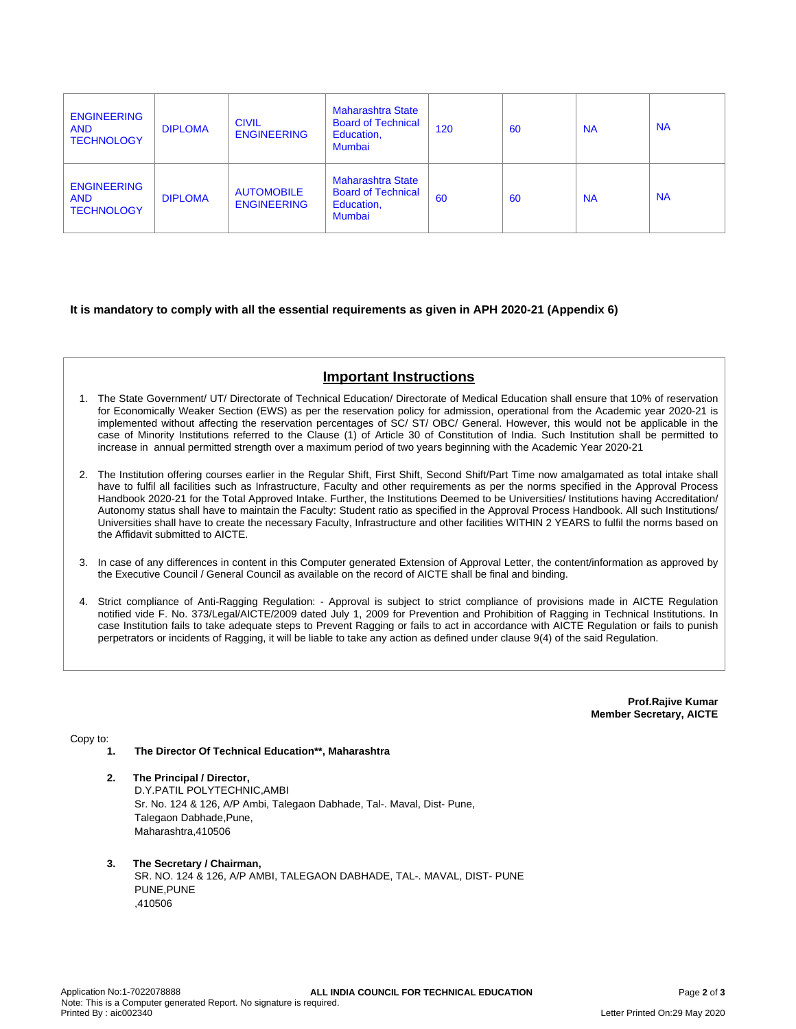| | | | | | | | |
|---|---|---|---|---|---|---|---|
| ENGINEERING AND TECHNOLOGY | DIPLOMA | CIVIL ENGINEERING | Maharashtra State Board of Technical Education, Mumbai | 120 | 60 | NA | NA |
| ENGINEERING AND TECHNOLOGY | DIPLOMA | AUTOMOBILE ENGINEERING | Maharashtra State Board of Technical Education, Mumbai | 60 | 60 | NA | NA |

**It is mandatory to comply with all the essential requirements as given in APH 2020-21 (Appendix 6)**

## Important Instructions

1. The State Government/ UT/ Directorate of Technical Education/ Directorate of Medical Education shall ensure that 10% of reservation for Economically Weaker Section (EWS) as per the reservation policy for admission, operational from the Academic year 2020-21 is implemented without affecting the reservation percentages of SC/ ST/ OBC/ General. However, this would not be applicable in the case of Minority Institutions referred to the Clause (1) of Article 30 of Constitution of India. Such Institution shall be permitted to increase in annual permitted strength over a maximum period of two years beginning with the Academic Year 2020-21
2. The Institution offering courses earlier in the Regular Shift, First Shift, Second Shift/Part Time now amalgamated as total intake shall have to fulfil all facilities such as Infrastructure, Faculty and other requirements as per the norms specified in the Approval Process Handbook 2020-21 for the Total Approved Intake. Further, the Institutions Deemed to be Universities/ Institutions having Accreditation/ Autonomy status shall have to maintain the Faculty: Student ratio as specified in the Approval Process Handbook. All such Institutions/ Universities shall have to create the necessary Faculty, Infrastructure and other facilities WITHIN 2 YEARS to fulfil the norms based on the Affidavit submitted to AICTE.
3. In case of any differences in content in this Computer generated Extension of Approval Letter, the content/information as approved by the Executive Council / General Council as available on the record of AICTE shall be final and binding.
4. Strict compliance of Anti-Ragging Regulation: - Approval is subject to strict compliance of provisions made in AICTE Regulation notified vide F. No. 373/Legal/AICTE/2009 dated July 1, 2009 for Prevention and Prohibition of Ragging in Technical Institutions. In case Institution fails to take adequate steps to Prevent Ragging or fails to act in accordance with AICTE Regulation or fails to punish perpetrators or incidents of Ragging, it will be liable to take any action as defined under clause 9(4) of the said Regulation.

**Prof.Rajive Kumar**
**Member Secretary, AICTE**

Copy to:

1. **The Director Of Technical Education\*\*, Maharashtra**
2. **The Principal / Director,**
   D.Y.PATIL POLYTECHNIC,AMBI
   Sr. No. 124 & 126, A/P Ambi, Talegaon Dabhade, Tal-. Maval, Dist- Pune,
   Talegaon Dabhade,Pune,
   Maharashtra,410506
3. **The Secretary / Chairman,**
   SR. NO. 124 & 126, A/P AMBI, TALEGAON DABHADE, TAL-. MAVAL, DIST- PUNE
   PUNE,PUNE
   ,410506

Application No:1-7022078888
Note: This is a Computer generated Report. No signature is required.
Printed By : aic002340
Letter Printed On:29 May 2020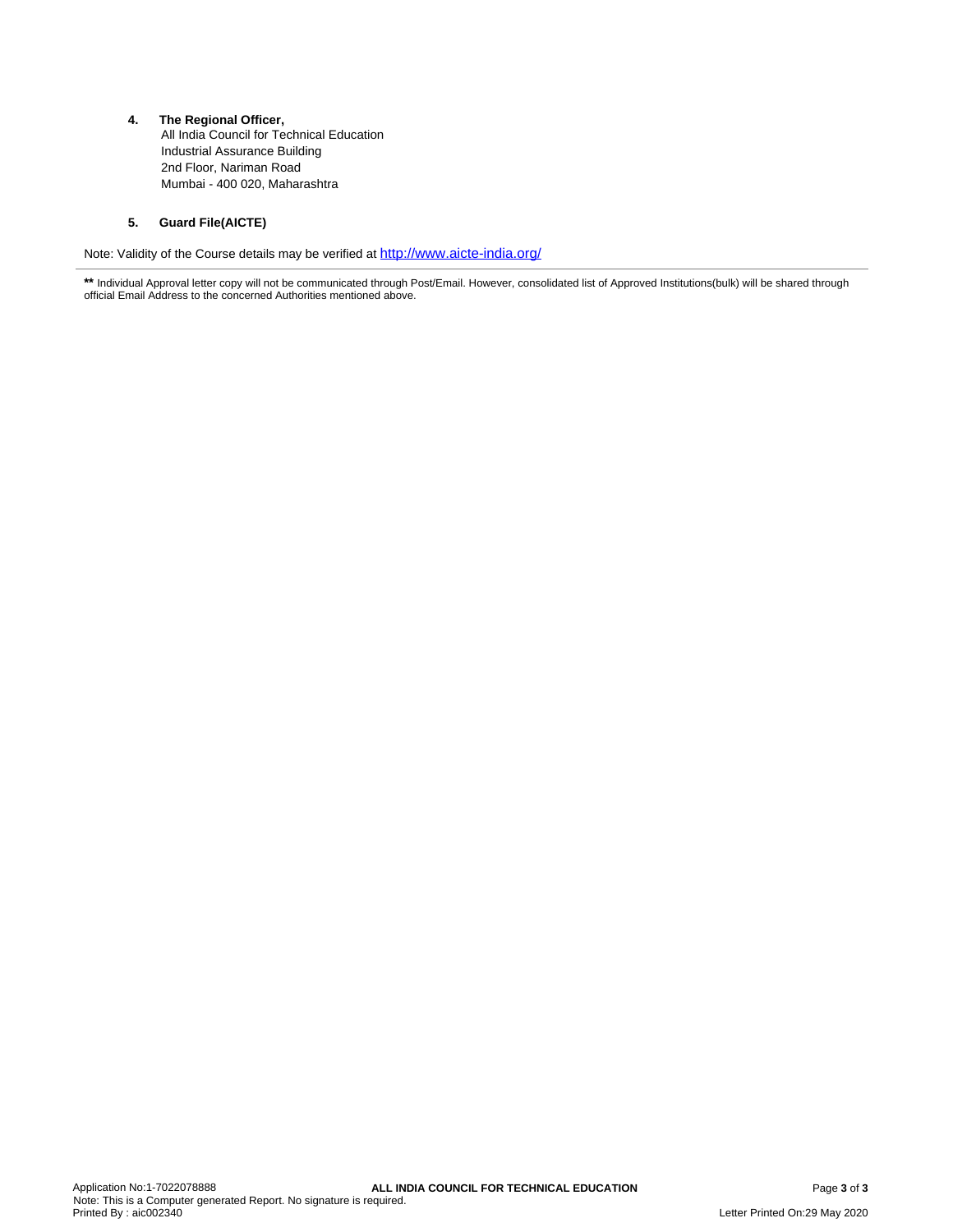4. **The Regional Officer,**
   All India Council for Technical Education
   Industrial Assurance Building
   2nd Floor, Nariman Road
   Mumbai - 400 020, Maharashtra

5. **Guard File(AICTE)**

Note: Validity of the Course details may be verified at http://www.aicte-india.org/

---

**\*\*** Individual Approval letter copy will not be communicated through Post/Email. However, consolidated list of Approved Institutions(bulk) will be shared through official Email Address to the concerned Authorities mentioned above.

Application No:1-7022078888

Note: This is a Computer generated Report. No signature is required.

Printed By : aic002340

Letter Printed On:29 May 2020